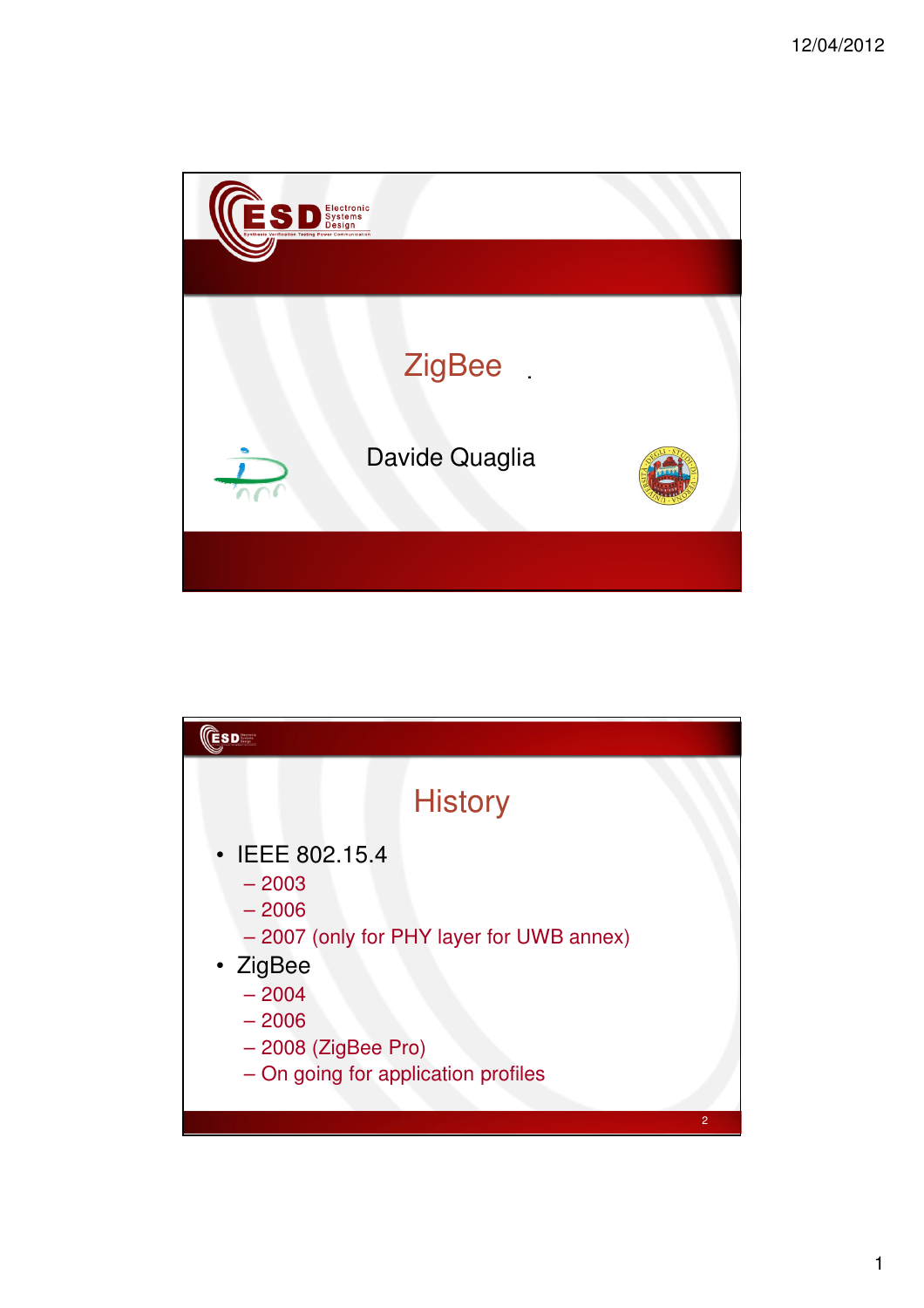# ZigBee

Davide Quaglia

## History

- IEEE 802.15.4
  - 2003
  - 2006
  - 2007 (only for PHY layer for UWB annex)
- ZigBee
  - 2004
  - 2006
  - 2008 (ZigBee Pro)
  - On going for application profiles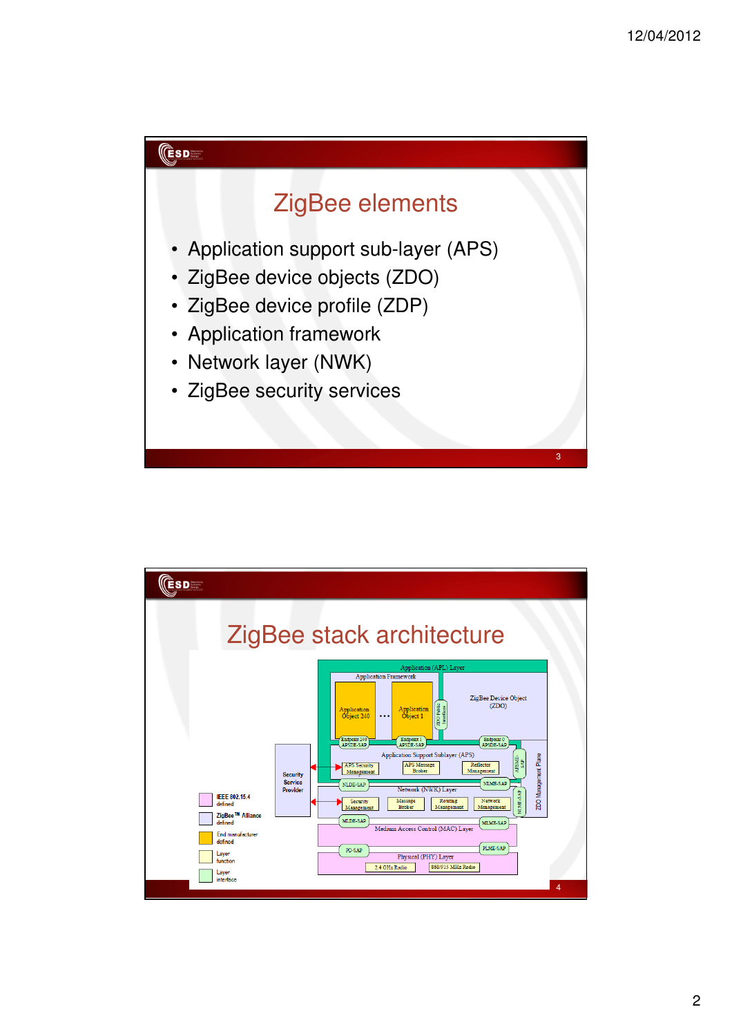## ZigBee elements

- Application support sub-layer (APS)
- ZigBee device objects (ZDO)
- ZigBee device profile (ZDP)
- Application framework
- Network layer (NWK)
- ZigBee security services

## ZigBee stack architecture

Application (APL) Layer

Application Framework

Application Object 240 ••• Application Object 1

ZDO Public Interfaces

ZigBee Device Object (ZDO)

Endpoint 240 APSDE-SAP

Endpoint 1 APSDE-SAP

Endpoint 0 APSDE-SAP

Application Support Sublayer (APS)

APS Security Management

APS Message Broker

Reflector Management

APSME-SAP

Security Service Provider

NLDE-SAP

Network (NWK) Layer

NLME-SAP

Security Management

Message Broker

Routing Management

Network Management

ZDO Management Plane

MLDE-SAP

Medium Access Control (MAC) Layer

MLME-SAP

PD-SAP

PLME-SAP

Physical (PHY) Layer

2.4 GHz Radio

868/915 MHz Radio

IEEE 802.15.4 defined

ZigBee™ Alliance defined

End manufacturer defined

Layer function

Layer interface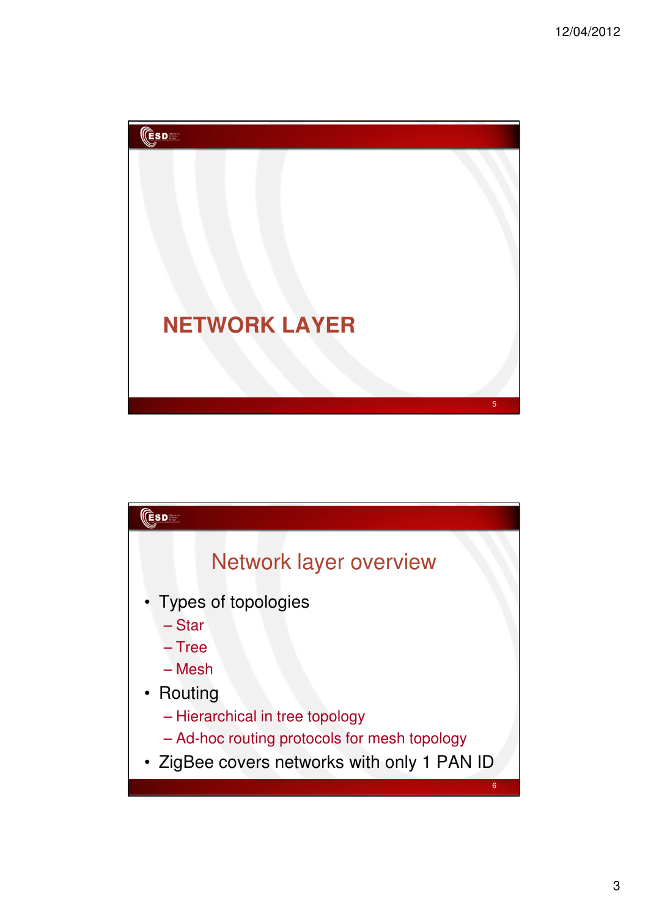# NETWORK LAYER

## Network layer overview

- Types of topologies
  - Star
  - Tree
  - Mesh
- Routing
  - Hierarchical in tree topology
  - Ad-hoc routing protocols for mesh topology
- ZigBee covers networks with only 1 PAN ID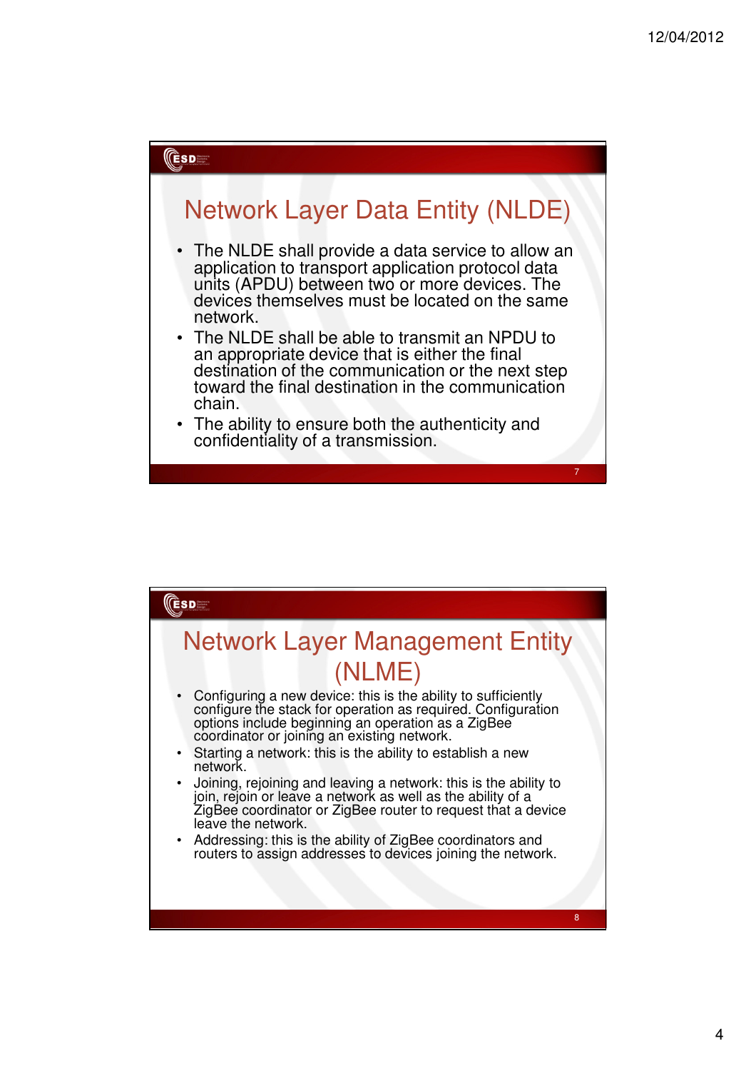## Network Layer Data Entity (NLDE)

- The NLDE shall provide a data service to allow an application to transport application protocol data units (APDU) between two or more devices. The devices themselves must be located on the same network.
- The NLDE shall be able to transmit an NPDU to an appropriate device that is either the final destination of the communication or the next step toward the final destination in the communication chain.
- The ability to ensure both the authenticity and confidentiality of a transmission.

## Network Layer Management Entity (NLME)

- Configuring a new device: this is the ability to sufficiently configure the stack for operation as required. Configuration options include beginning an operation as a ZigBee coordinator or joining an existing network.
- Starting a network: this is the ability to establish a new network.
- Joining, rejoining and leaving a network: this is the ability to join, rejoin or leave a network as well as the ability of a ZigBee coordinator or ZigBee router to request that a device leave the network.
- Addressing: this is the ability of ZigBee coordinators and routers to assign addresses to devices joining the network.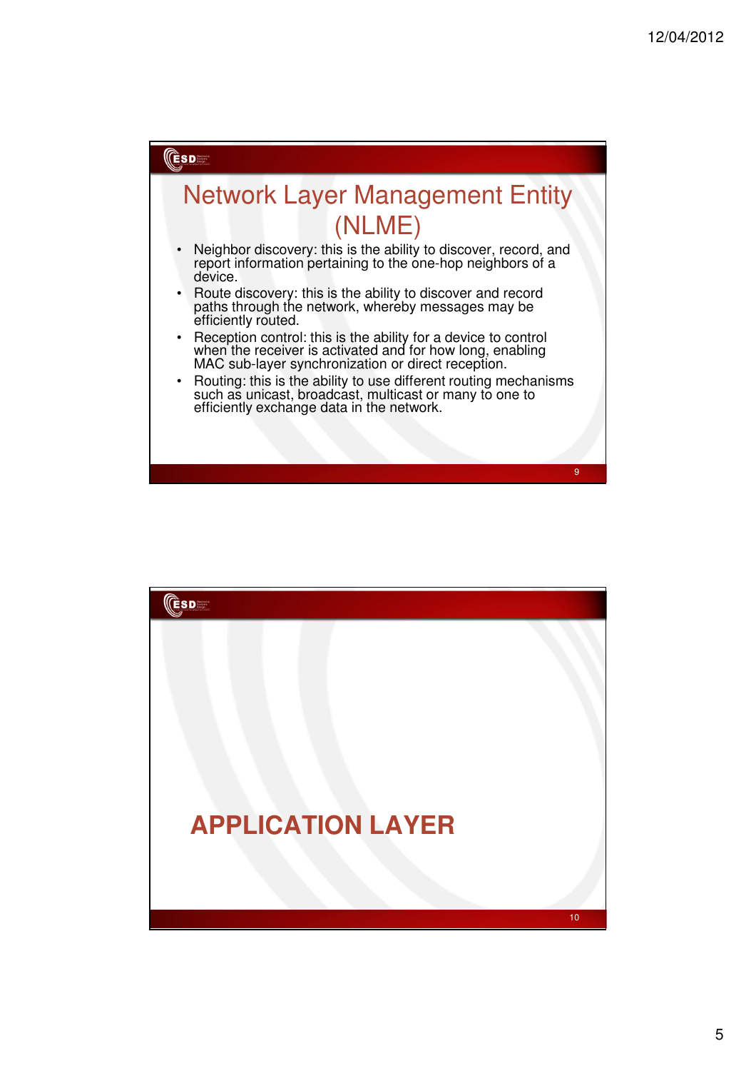# Network Layer Management Entity (NLME)

- Neighbor discovery: this is the ability to discover, record, and report information pertaining to the one-hop neighbors of a device.
- Route discovery: this is the ability to discover and record paths through the network, whereby messages may be efficiently routed.
- Reception control: this is the ability for a device to control when the receiver is activated and for how long, enabling MAC sub-layer synchronization or direct reception.
- Routing: this is the ability to use different routing mechanisms such as unicast, broadcast, multicast or many to one to efficiently exchange data in the network.

# APPLICATION LAYER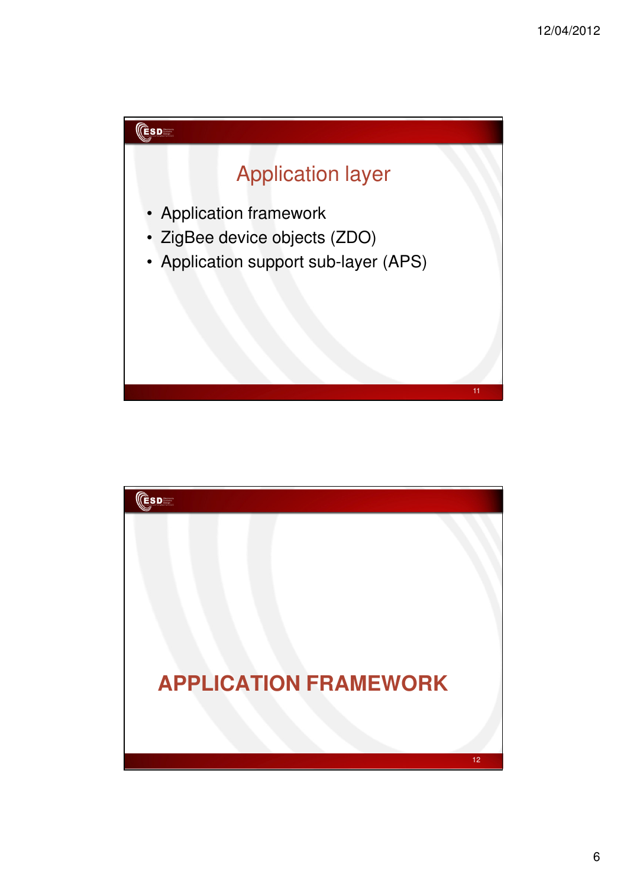## Application layer

- Application framework
- ZigBee device objects (ZDO)
- Application support sub-layer (APS)

## APPLICATION FRAMEWORK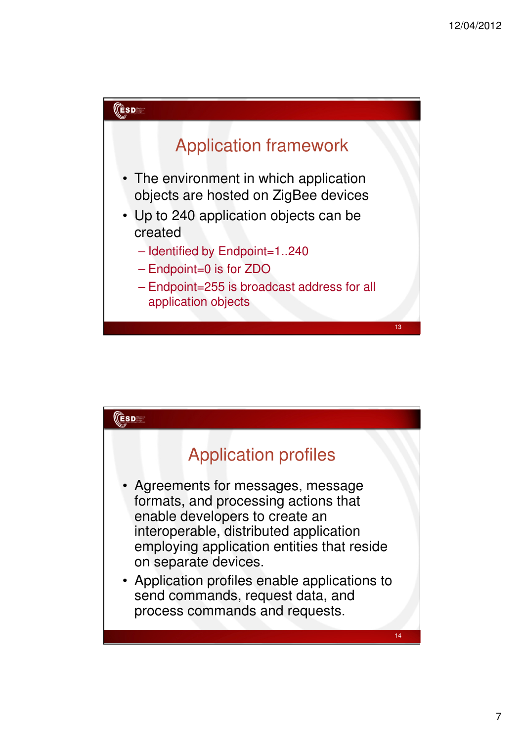## Application framework

- The environment in which application objects are hosted on ZigBee devices
- Up to 240 application objects can be created
  - Identified by Endpoint=1..240
  - Endpoint=0 is for ZDO
  - Endpoint=255 is broadcast address for all application objects

## Application profiles

- Agreements for messages, message formats, and processing actions that enable developers to create an interoperable, distributed application employing application entities that reside on separate devices.
- Application profiles enable applications to send commands, request data, and process commands and requests.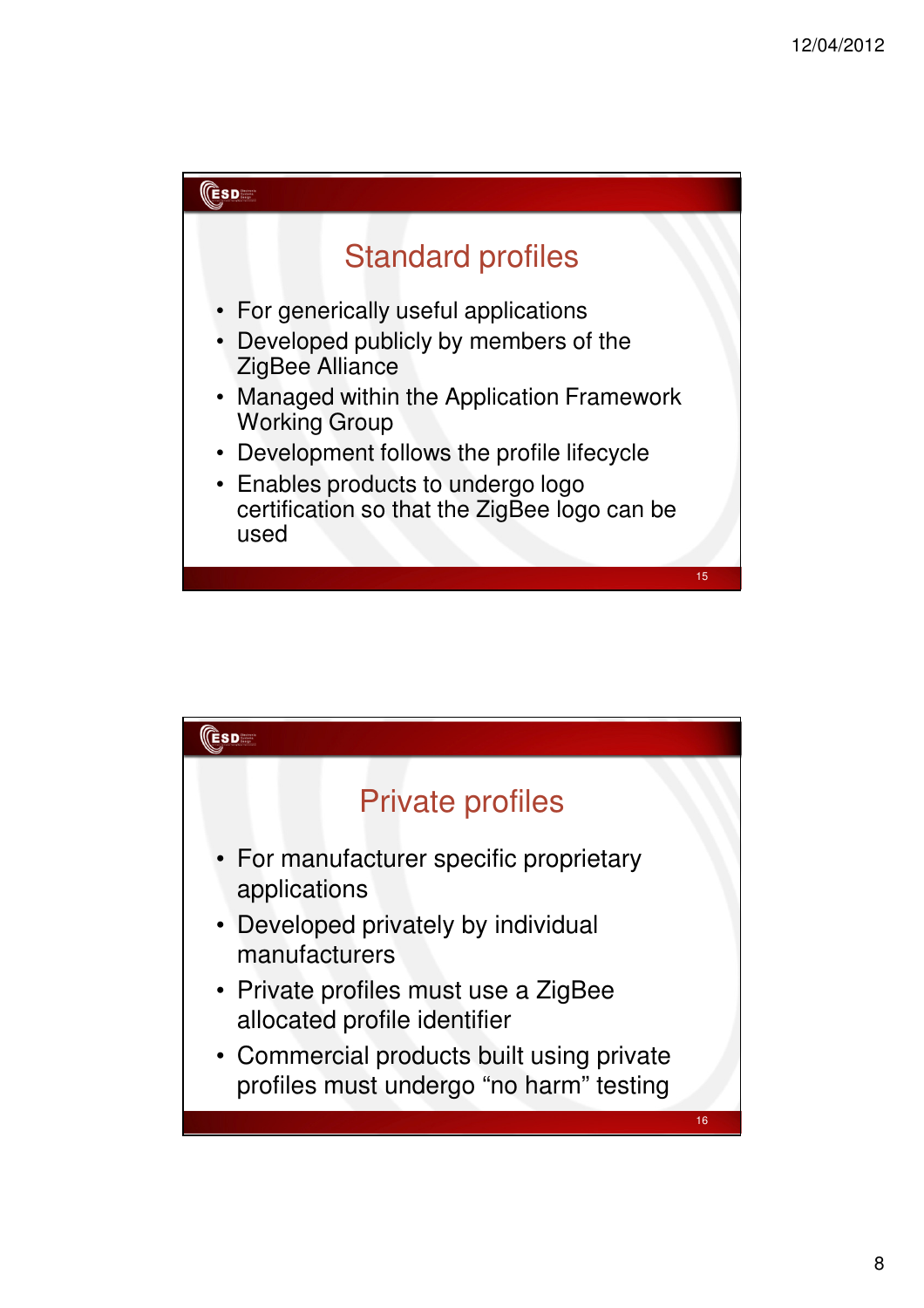## Standard profiles

- For generically useful applications
- Developed publicly by members of the ZigBee Alliance
- Managed within the Application Framework Working Group
- Development follows the profile lifecycle
- Enables products to undergo logo certification so that the ZigBee logo can be used

## Private profiles

- For manufacturer specific proprietary applications
- Developed privately by individual manufacturers
- Private profiles must use a ZigBee allocated profile identifier
- Commercial products built using private profiles must undergo “no harm” testing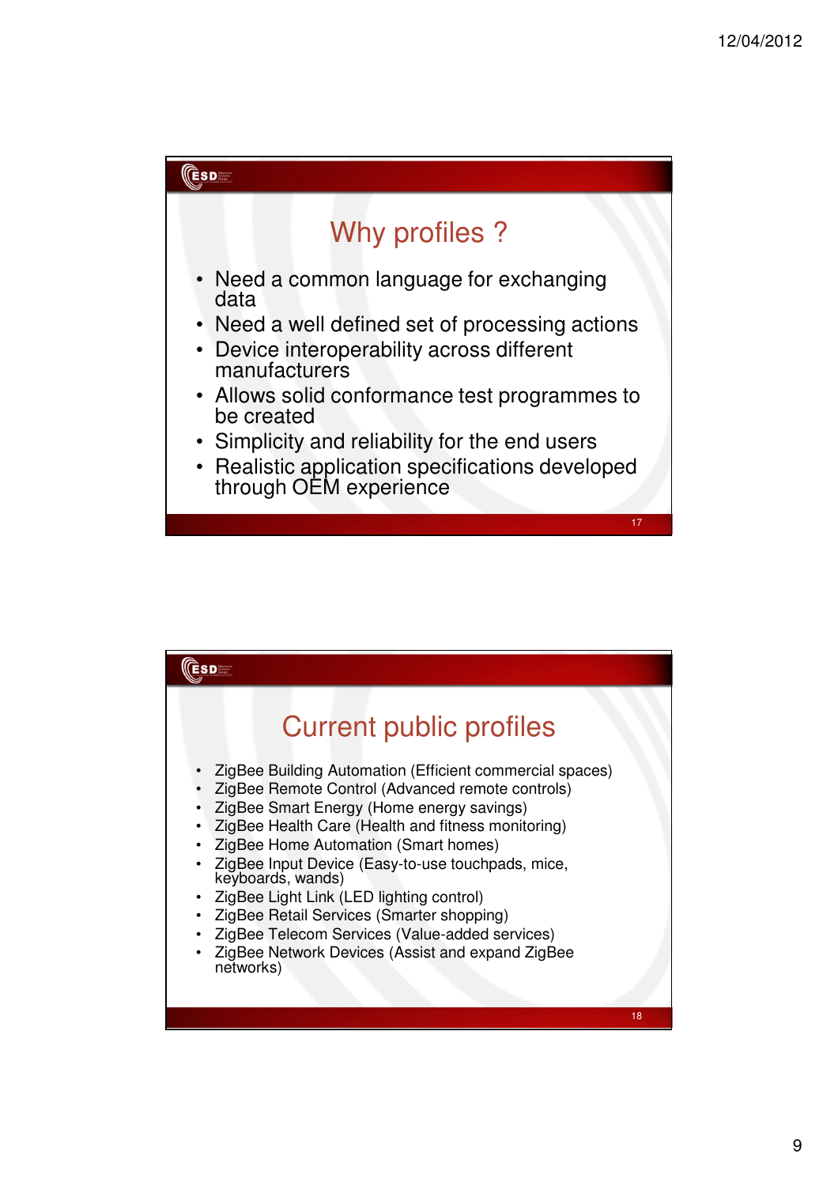## Why profiles ?

- Need a common language for exchanging data
- Need a well defined set of processing actions
- Device interoperability across different manufacturers
- Allows solid conformance test programmes to be created
- Simplicity and reliability for the end users
- Realistic application specifications developed through OEM experience

## Current public profiles

- ZigBee Building Automation (Efficient commercial spaces)
- ZigBee Remote Control (Advanced remote controls)
- ZigBee Smart Energy (Home energy savings)
- ZigBee Health Care (Health and fitness monitoring)
- ZigBee Home Automation (Smart homes)
- ZigBee Input Device (Easy-to-use touchpads, mice, keyboards, wands)
- ZigBee Light Link (LED lighting control)
- ZigBee Retail Services (Smarter shopping)
- ZigBee Telecom Services (Value-added services)
- ZigBee Network Devices (Assist and expand ZigBee networks)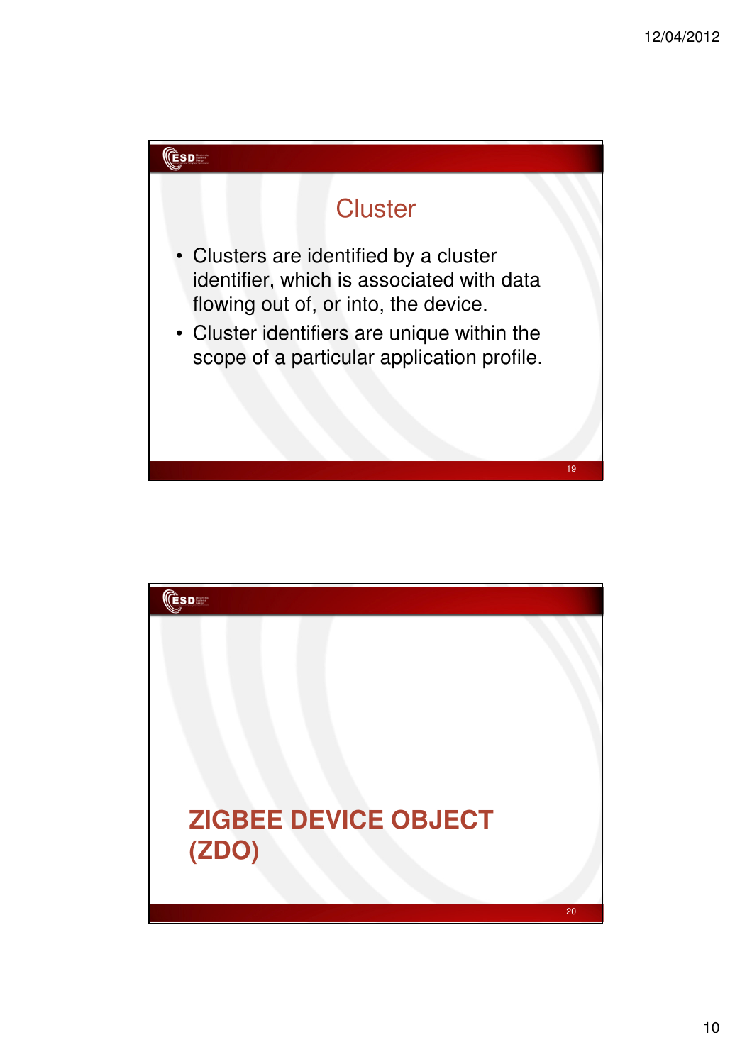## Cluster

- Clusters are identified by a cluster identifier, which is associated with data flowing out of, or into, the device.
- Cluster identifiers are unique within the scope of a particular application profile.

## ZIGBEE DEVICE OBJECT (ZDO)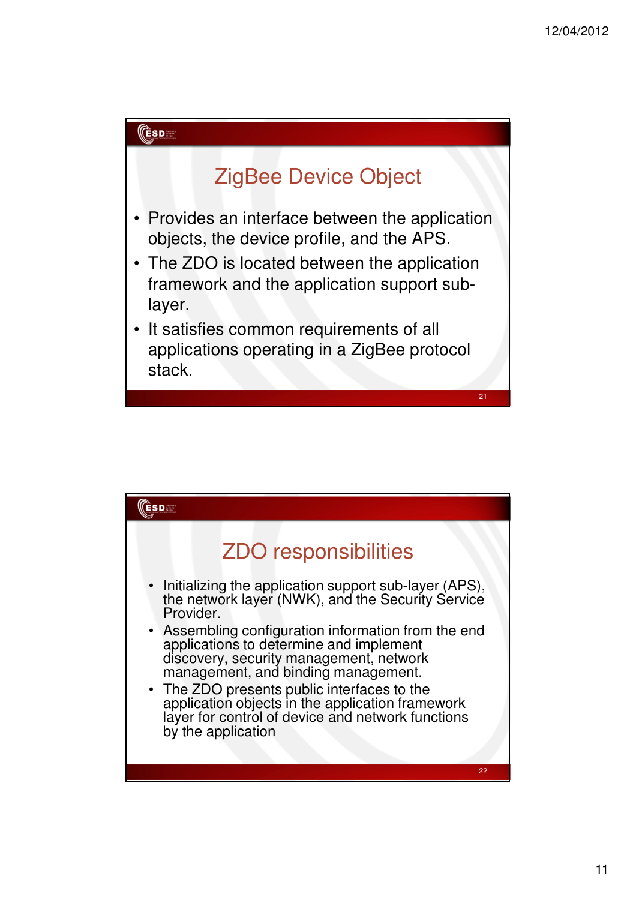## ZigBee Device Object

- Provides an interface between the application objects, the device profile, and the APS.
- The ZDO is located between the application framework and the application support sub-layer.
- It satisfies common requirements of all applications operating in a ZigBee protocol stack.

## ZDO responsibilities

- Initializing the application support sub-layer (APS), the network layer (NWK), and the Security Service Provider.
- Assembling configuration information from the end applications to determine and implement discovery, security management, network management, and binding management.
- The ZDO presents public interfaces to the application objects in the application framework layer for control of device and network functions by the application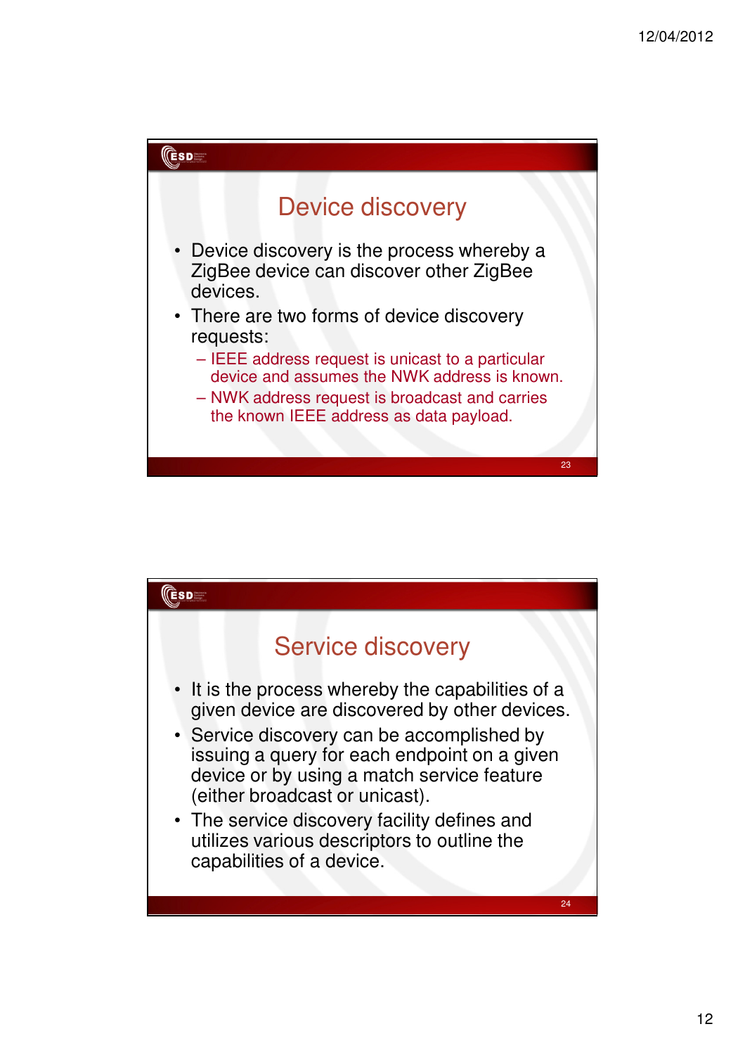## Device discovery

- Device discovery is the process whereby a ZigBee device can discover other ZigBee devices.
- There are two forms of device discovery requests:
  - IEEE address request is unicast to a particular device and assumes the NWK address is known.
  - NWK address request is broadcast and carries the known IEEE address as data payload.

## Service discovery

- It is the process whereby the capabilities of a given device are discovered by other devices.
- Service discovery can be accomplished by issuing a query for each endpoint on a given device or by using a match service feature (either broadcast or unicast).
- The service discovery facility defines and utilizes various descriptors to outline the capabilities of a device.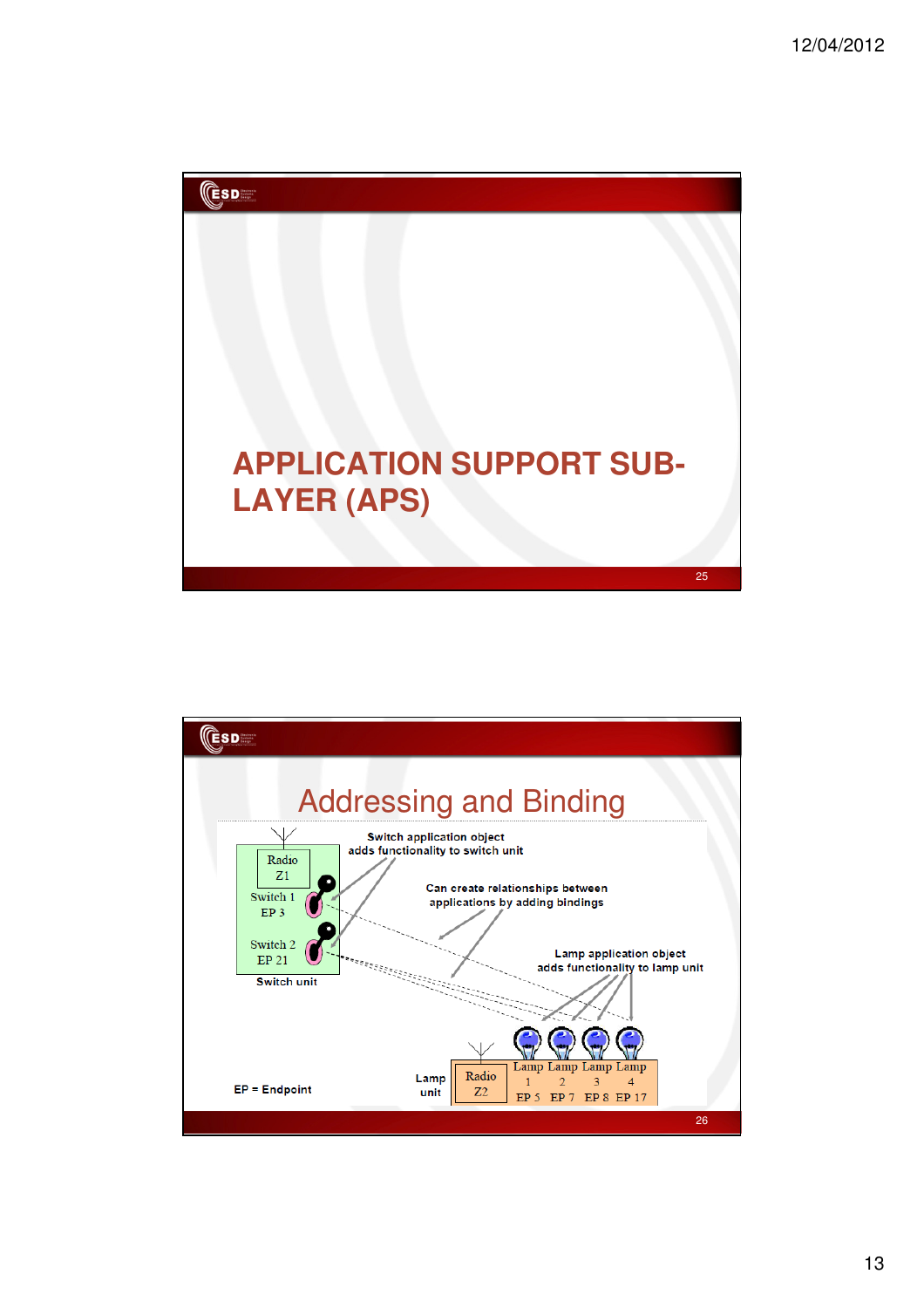# APPLICATION SUPPORT SUB-LAYER (APS)

## Addressing and Binding

Radio Z1

Switch 1 EP 3

Switch 2 EP 21

Switch unit

Switch application object adds functionality to switch unit

Can create relationships between applications by adding bindings

Lamp application object adds functionality to lamp unit

EP = Endpoint

Lamp unit

Radio Z2

Lamp 1 EP 5

Lamp 2 EP 7

Lamp 3 EP 8

Lamp 4 EP 17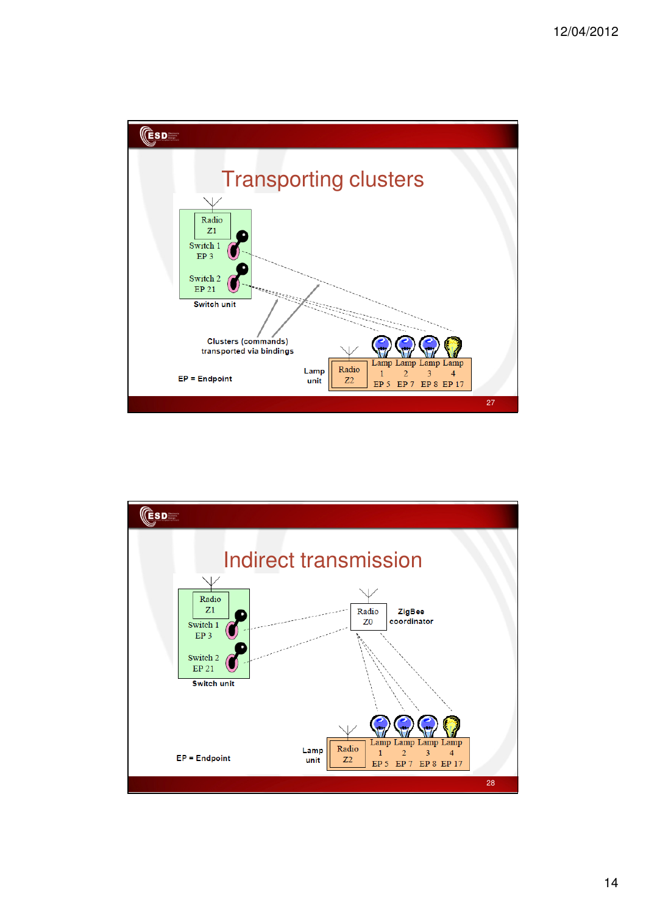## Transporting clusters

Radio Z1

Switch 1 EP 3

Switch 2 EP 21

Switch unit

Clusters (commands) transported via bindings

EP = Endpoint

Lamp unit

Radio Z2

Lamp 1 EP 5 | Lamp 2 EP 7 | Lamp 3 EP 8 | Lamp 4 EP 17

## Indirect transmission

Radio Z1

Switch 1 EP 3

Switch 2 EP 21

Switch unit

Radio Z0

ZigBee coordinator

EP = Endpoint

Lamp unit

Radio Z2

Lamp 1 EP 5 | Lamp 2 EP 7 | Lamp 3 EP 8 | Lamp 4 EP 17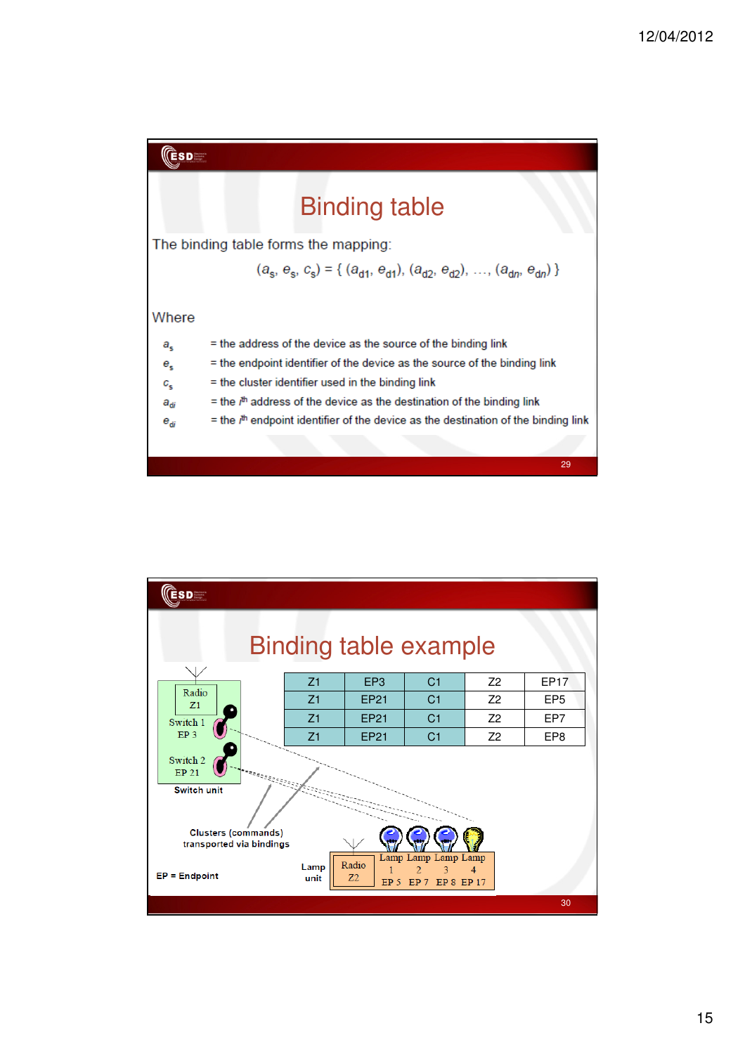## Binding table

The binding table forms the mapping:

$$(a_s, e_s, c_s) = \{ (a_{d1}, e_{d1}), (a_{d2}, e_{d2}), \ldots, (a_{dn}, e_{dn}) \}$$

Where

- $a_s$ = the address of the device as the source of the binding link
- $e_s$ = the endpoint identifier of the device as the source of the binding link
- $c_s$ = the cluster identifier used in the binding link
- $a_{di}$ = the $i^{th}$ address of the device as the destination of the binding link
- $e_{di}$ = the $i^{th}$ endpoint identifier of the device as the destination of the binding link

## Binding table example

| Z1 | EP3 | C1 | Z2 | EP17 |
|---|---|---|---|---|
| Z1 | EP21 | C1 | Z2 | EP5 |
| Z1 | EP21 | C1 | Z2 | EP7 |
| Z1 | EP21 | C1 | Z2 | EP8 |

Radio Z1, Switch 1 EP 3, Switch 2 EP 21 — Switch unit

Clusters (commands) transported via bindings

Lamp unit: Radio Z2, Lamp 1 EP 5, Lamp 2 EP 7, Lamp 3 EP 8, Lamp 4 EP 17

EP = Endpoint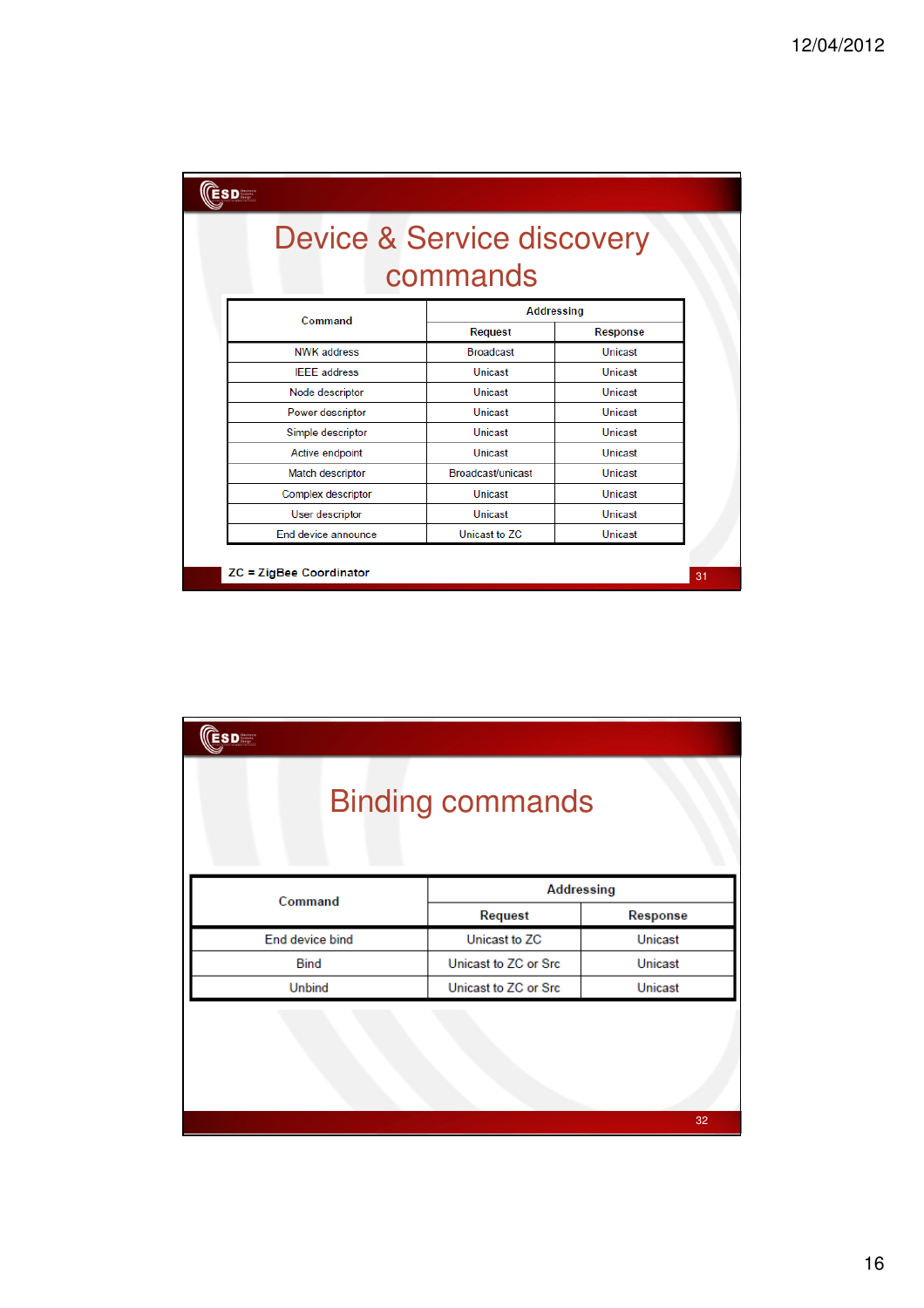# Device & Service discovery commands

| Command | Addressing | |
|---|---|---|
| | Request | Response |
| NWK address | Broadcast | Unicast |
| IEEE address | Unicast | Unicast |
| Node descriptor | Unicast | Unicast |
| Power descriptor | Unicast | Unicast |
| Simple descriptor | Unicast | Unicast |
| Active endpoint | Unicast | Unicast |
| Match descriptor | Broadcast/unicast | Unicast |
| Complex descriptor | Unicast | Unicast |
| User descriptor | Unicast | Unicast |
| End device announce | Unicast to ZC | Unicast |

ZC = ZigBee Coordinator

# Binding commands

| Command | Addressing | |
|---|---|---|
| | Request | Response |
| End device bind | Unicast to ZC | Unicast |
| Bind | Unicast to ZC or Src | Unicast |
| Unbind | Unicast to ZC or Src | Unicast |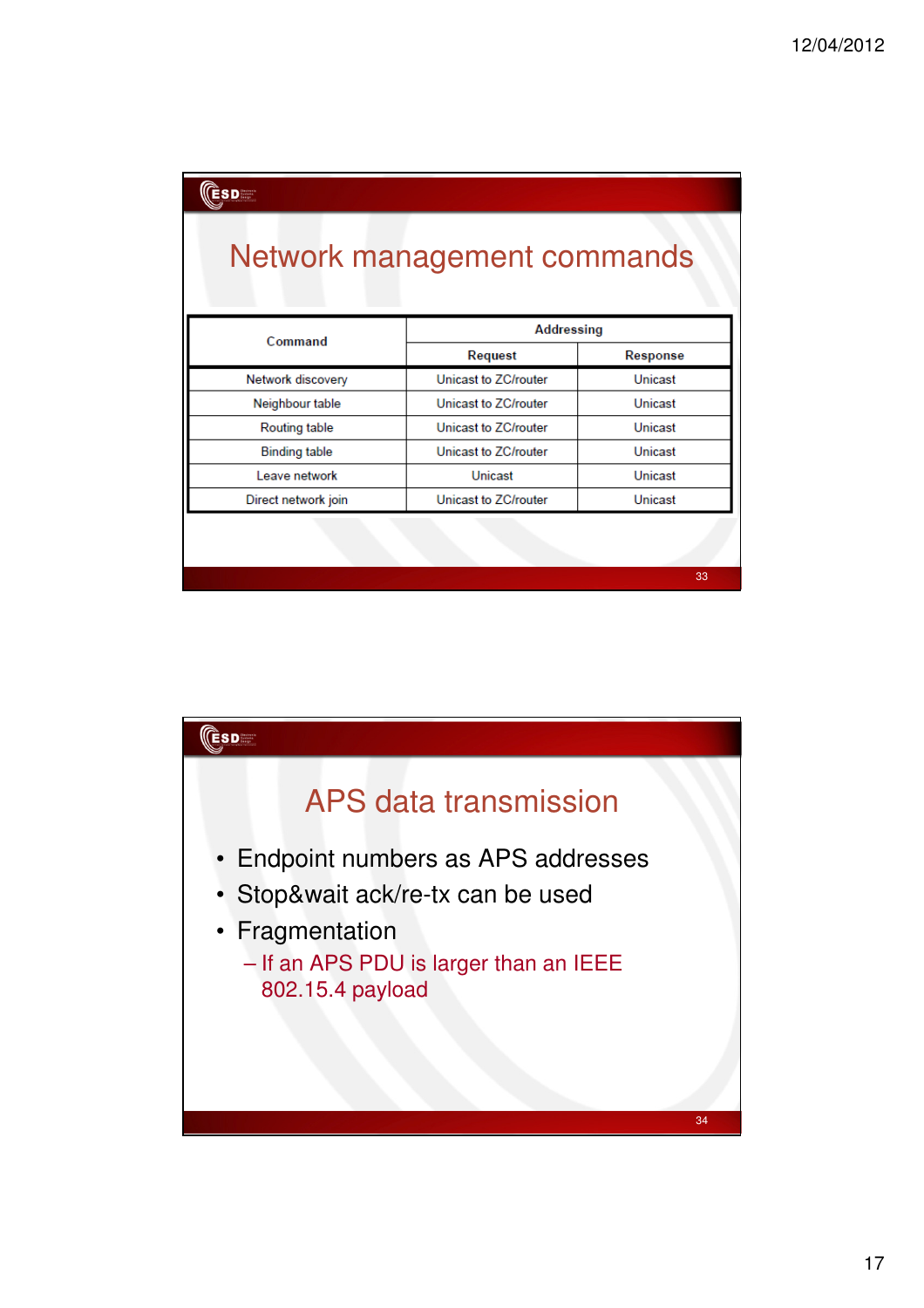# Network management commands

| Command | Addressing | |
|---|---|---|
| | Request | Response |
| Network discovery | Unicast to ZC/router | Unicast |
| Neighbour table | Unicast to ZC/router | Unicast |
| Routing table | Unicast to ZC/router | Unicast |
| Binding table | Unicast to ZC/router | Unicast |
| Leave network | Unicast | Unicast |
| Direct network join | Unicast to ZC/router | Unicast |

# APS data transmission

- Endpoint numbers as APS addresses
- Stop&wait ack/re-tx can be used
- Fragmentation
  - If an APS PDU is larger than an IEEE 802.15.4 payload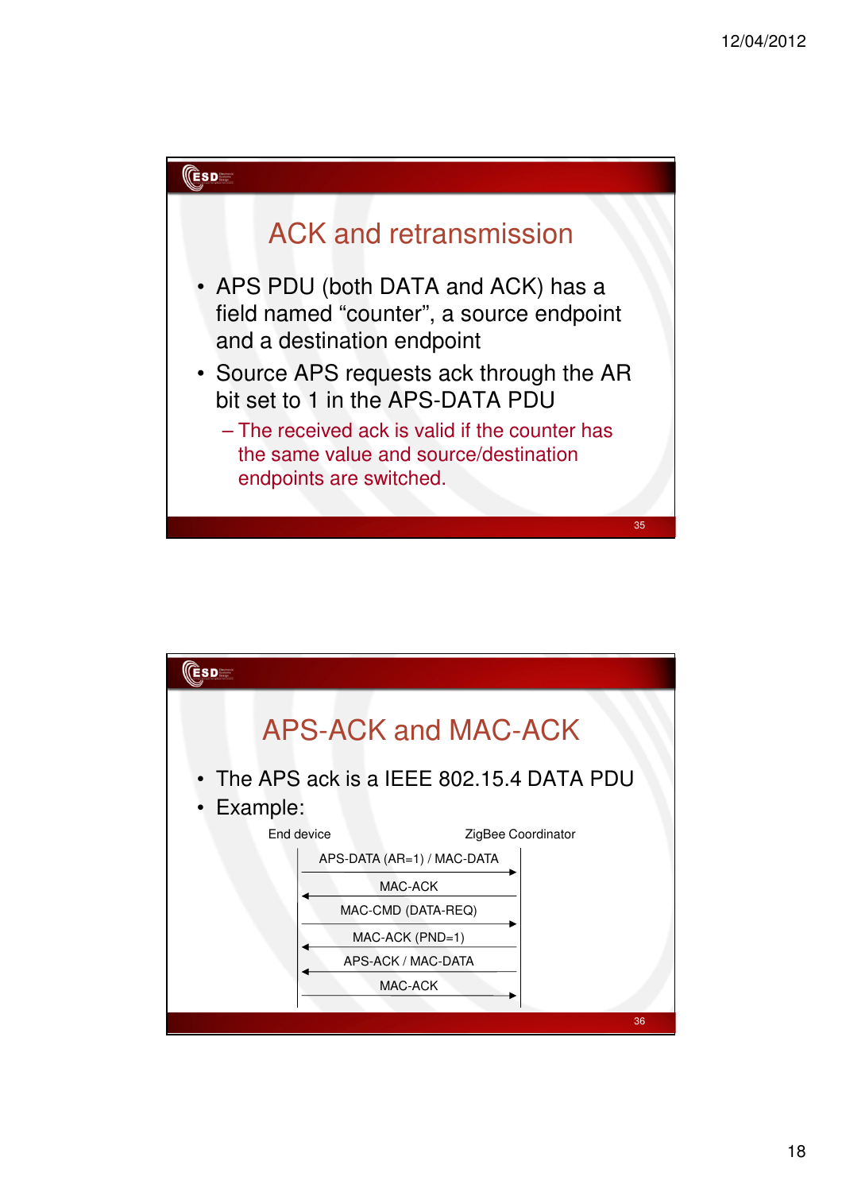## ACK and retransmission

- APS PDU (both DATA and ACK) has a field named "counter", a source endpoint and a destination endpoint
- Source APS requests ack through the AR bit set to 1 in the APS-DATA PDU
  - The received ack is valid if the counter has the same value and source/destination endpoints are switched.

## APS-ACK and MAC-ACK

- The APS ack is a IEEE 802.15.4 DATA PDU
- Example:

| End device | Message | ZigBee Coordinator |
|---|---|---|
| → | APS-DATA (AR=1) / MAC-DATA | → |
| ← | MAC-ACK | ← |
| → | MAC-CMD (DATA-REQ) | → |
| ← | MAC-ACK (PND=1) | ← |
| ← | APS-ACK / MAC-DATA | ← |
| → | MAC-ACK | → |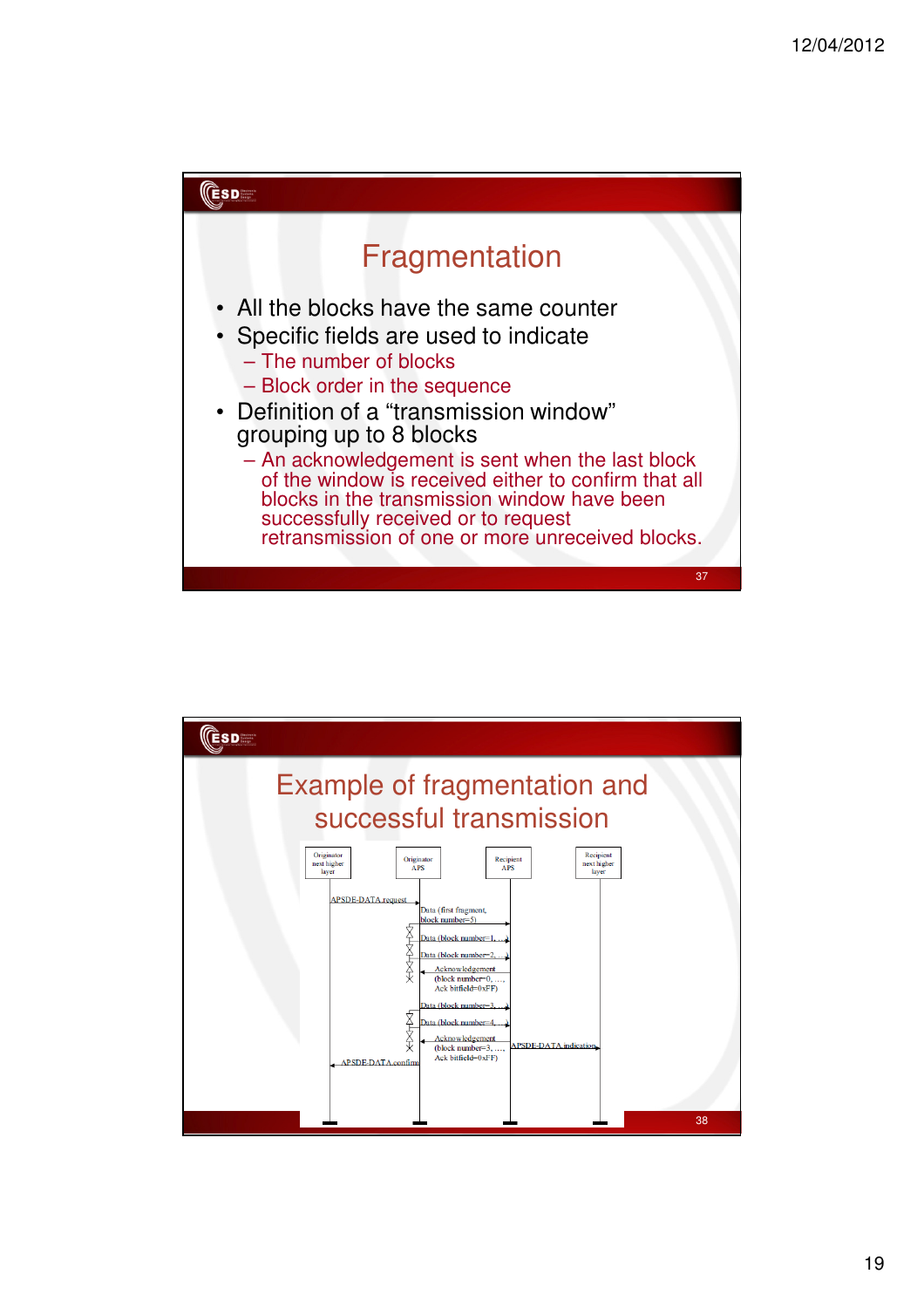## Fragmentation

- All the blocks have the same counter
- Specific fields are used to indicate
  - The number of blocks
  - Block order in the sequence
- Definition of a “transmission window” grouping up to 8 blocks
  - An acknowledgement is sent when the last block of the window is received either to confirm that all blocks in the transmission window have been successfully received or to request retransmission of one or more unreceived blocks.

## Example of fragmentation and successful transmission

Originator next higher layer | Originator APS | Recipient APS | Recipient next higher layer

APSDE-DATA.request

Data (first fragment, block number=5)

Data (block number=1, ...)

Data (block number=2, ...)

Acknowledgement (block number=0, ..., Ack bitfield=0xFF)

Data (block number=3, ...)

Data (block number=4, ...)

Acknowledgement (block number=3, ..., Ack bitfield=0xFF)

APSDE-DATA.indication

APSDE-DATA.confirm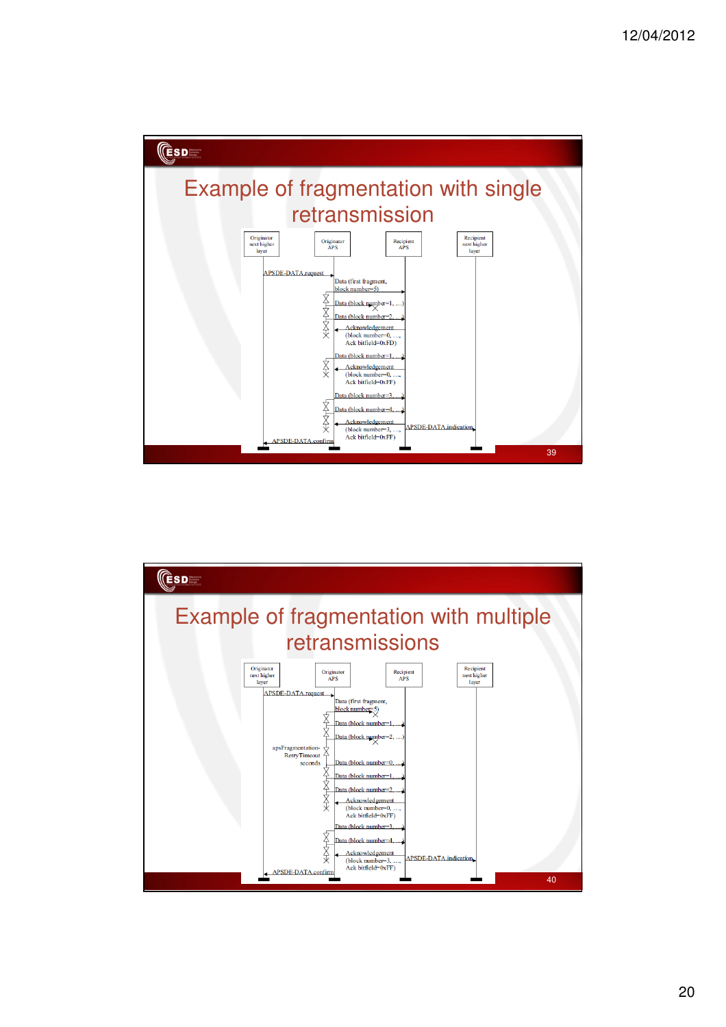# Example of fragmentation with single retransmission

Originator next higher layer

Originator APS

Recipient APS

Recipient next higher layer

APSDE-DATA.request

Data (first fragment, block number=5)

Data (block number=1, ...)

Data (block number=2, ...)

Acknowledgement (block number=0, ..., Ack bitfield=0xFD)

Data (block number=1, ...)

Acknowledgement (block number=0, ..., Ack bitfield=0xFF)

Data (block number=3, ...)

Data (block number=4, ...)

Acknowledgement (block number=3, ..., Ack bitfield=0xFF)

APSDE-DATA.indication

APSDE-DATA.confirm

# Example of fragmentation with multiple retransmissions

Originator next higher layer

Originator APS

Recipient APS

Recipient next higher layer

APSDE-DATA.request

Data (first fragment, block number=5)

Data (block number=1, ...)

Data (block number=2, ...)

apsFragmentation-RetryTimeout seconds

Data (block number=0, ...)

Data (block number=1, ...)

Data (block number=2, ...)

Acknowledgement (block number=0, ..., Ack bitfield=0xFF)

Data (block number=3, ...)

Data (block number=4, ...)

Acknowledgement (block number=3, ..., Ack bitfield=0xFF)

APSDE-DATA.indication

APSDE-DATA.confirm